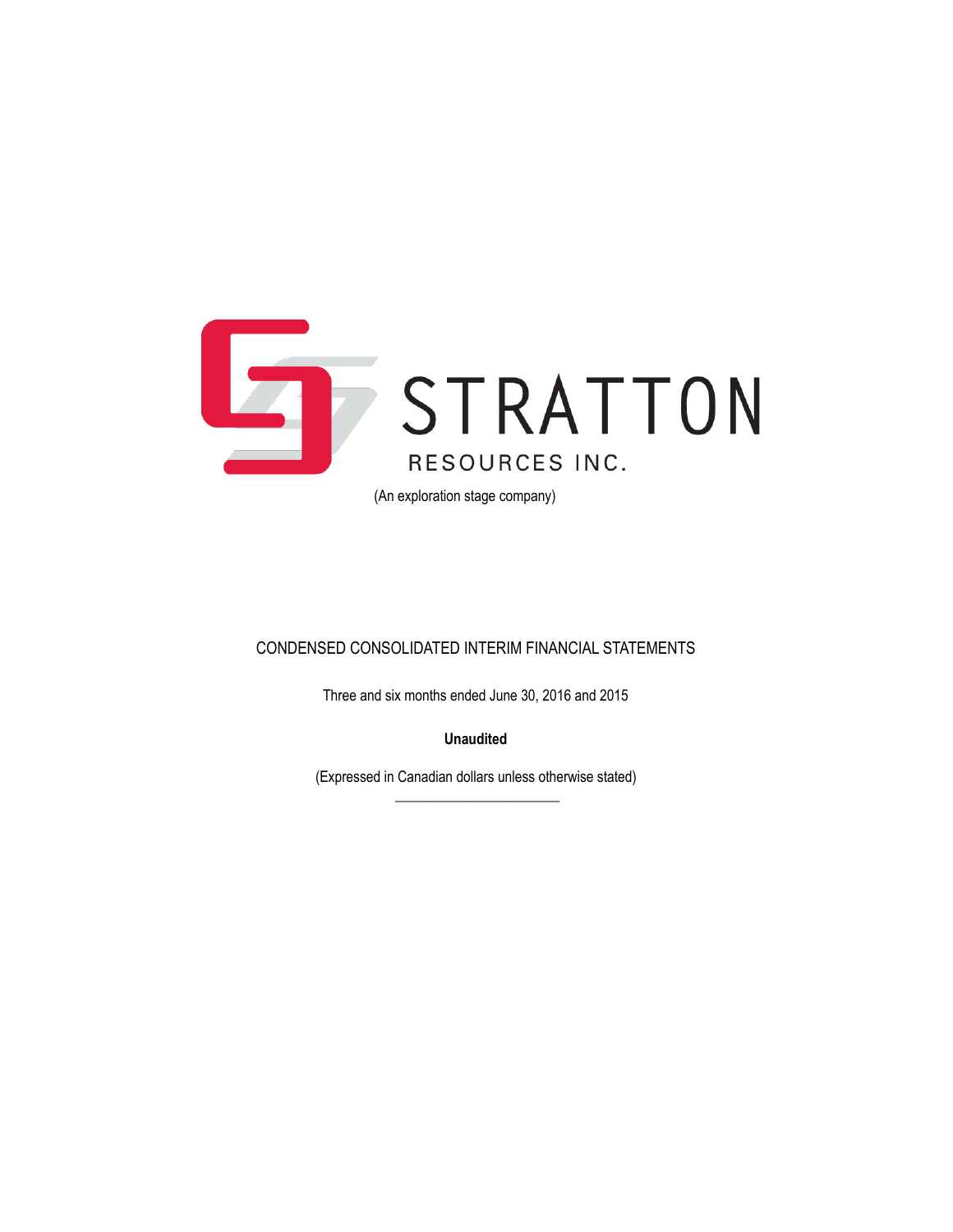STRATTON

RESOURCES INC.

(An exploration stage company)

# CONDENSED CONSOLIDATED INTERIM FINANCIAL STATEMENTS

Three and six months ended June 30, 2016 and 2015

**Unaudited**

(Expressed in Canadian dollars unless otherwise stated)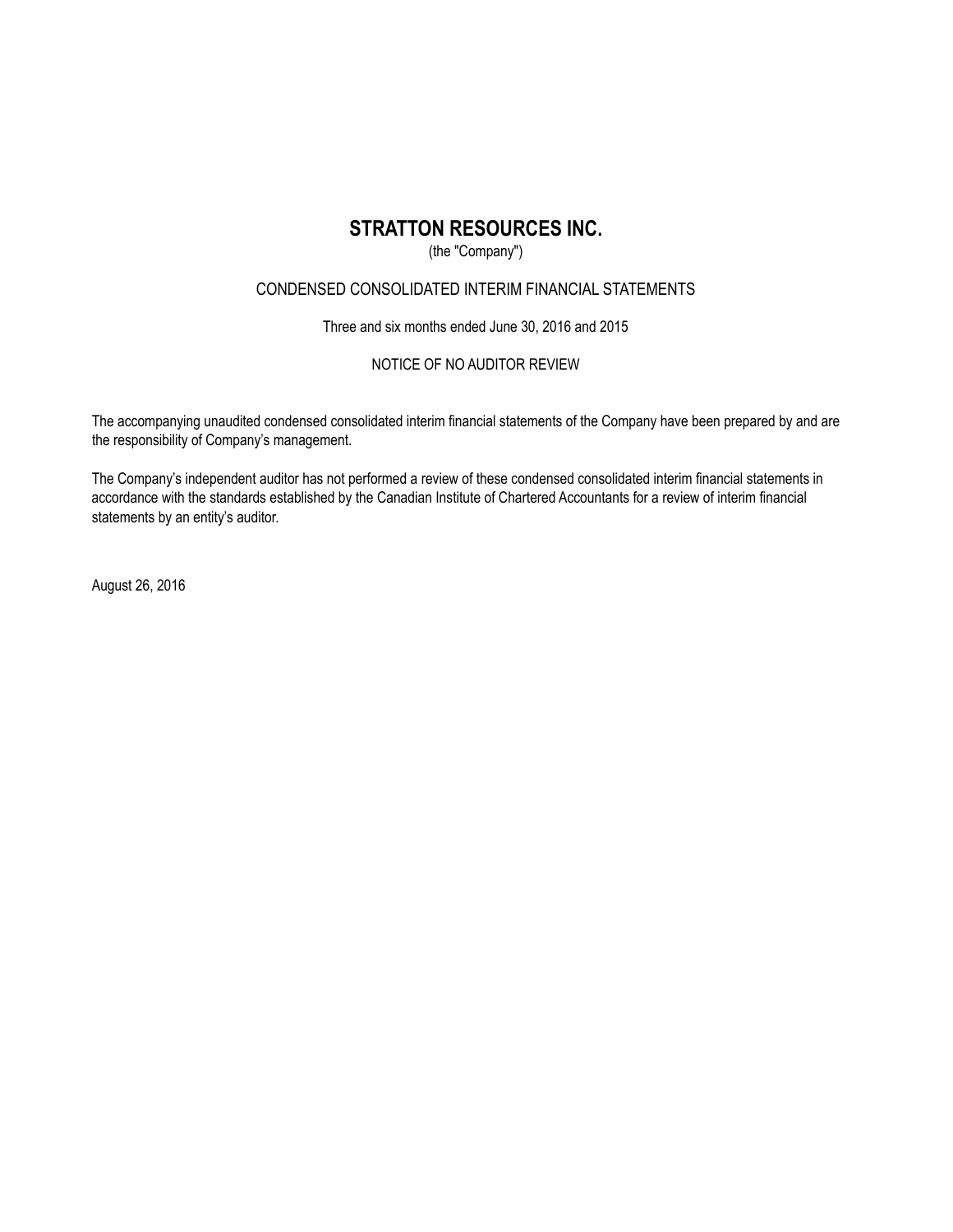# STRATTON RESOURCES INC.

(the "Company")

CONDENSED CONSOLIDATED INTERIM FINANCIAL STATEMENTS

Three and six months ended June 30, 2016 and 2015

NOTICE OF NO AUDITOR REVIEW

The accompanying unaudited condensed consolidated interim financial statements of the Company have been prepared by and are the responsibility of Company's management.

The Company's independent auditor has not performed a review of these condensed consolidated interim financial statements in accordance with the standards established by the Canadian Institute of Chartered Accountants for a review of interim financial statements by an entity's auditor.

August 26, 2016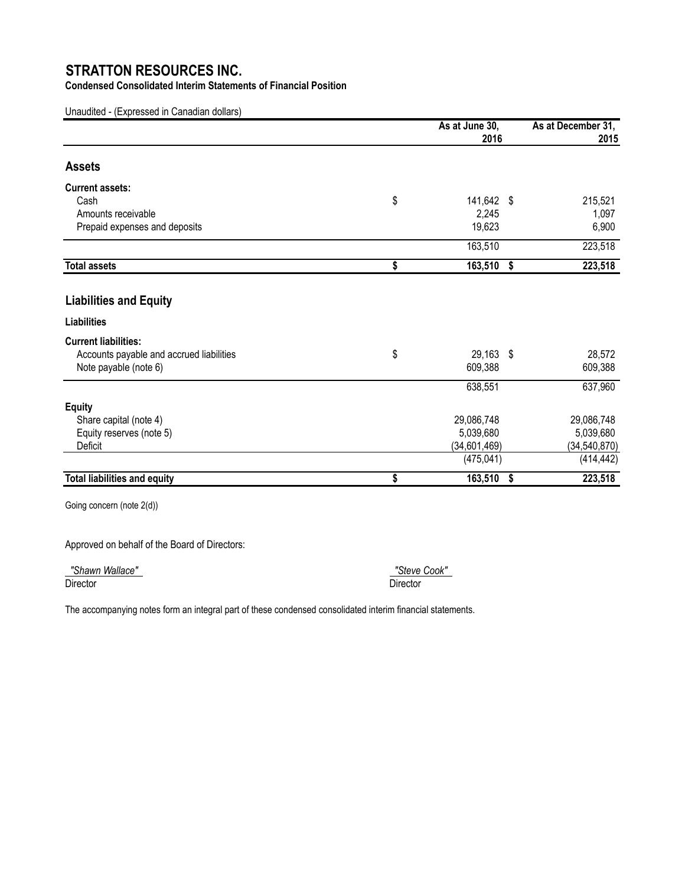# STRATTON RESOURCES INC.

**Condensed Consolidated Interim Statements of Financial Position**

Unaudited - (Expressed in Canadian dollars)

| | As at June 30, 2016 | As at December 31, 2015 |
|---|---|---|
| **Assets** | | |
| **Current assets:** | | |
| Cash | $ 141,642 | $ 215,521 |
| Amounts receivable | 2,245 | 1,097 |
| Prepaid expenses and deposits | 19,623 | 6,900 |
| | 163,510 | 223,518 |
| **Total assets** | **$ 163,510** | **$ 223,518** |
| **Liabilities and Equity** | | |
| **Liabilities** | | |
| **Current liabilities:** | | |
| Accounts payable and accrued liabilities | $ 29,163 | $ 28,572 |
| Note payable (note 6) | 609,388 | 609,388 |
| | 638,551 | 637,960 |
| **Equity** | | |
| Share capital (note 4) | 29,086,748 | 29,086,748 |
| Equity reserves (note 5) | 5,039,680 | 5,039,680 |
| Deficit | (34,601,469) | (34,540,870) |
| | (475,041) | (414,442) |
| **Total liabilities and equity** | **$ 163,510** | **$ 223,518** |

Going concern (note 2(d))

Approved on behalf of the Board of Directors:

*"Shawn Wallace"*
Director

*"Steve Cook"*
Director

The accompanying notes form an integral part of these condensed consolidated interim financial statements.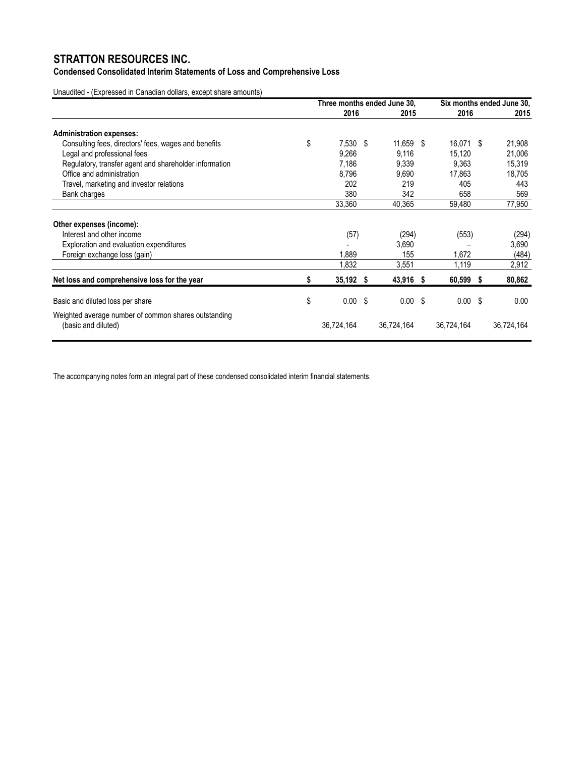# STRATTON RESOURCES INC.

**Condensed Consolidated Interim Statements of Loss and Comprehensive Loss**

Unaudited - (Expressed in Canadian dollars, except share amounts)

| | Three months ended June 30, | | Six months ended June 30, | |
|---|---|---|---|---|
| | 2016 | 2015 | 2016 | 2015 |
| **Administration expenses:** | | | | |
| Consulting fees, directors' fees, wages and benefits | $ 7,530 | $ 11,659 | $ 16,071 | $ 21,908 |
| Legal and professional fees | 9,266 | 9,116 | 15,120 | 21,006 |
| Regulatory, transfer agent and shareholder information | 7,186 | 9,339 | 9,363 | 15,319 |
| Office and administration | 8,796 | 9,690 | 17,863 | 18,705 |
| Travel, marketing and investor relations | 202 | 219 | 405 | 443 |
| Bank charges | 380 | 342 | 658 | 569 |
| | 33,360 | 40,365 | 59,480 | 77,950 |
| **Other expenses (income):** | | | | |
| Interest and other income | (57) | (294) | (553) | (294) |
| Exploration and evaluation expenditures | - | 3,690 | – | 3,690 |
| Foreign exchange loss (gain) | 1,889 | 155 | 1,672 | (484) |
| | 1,832 | 3,551 | 1,119 | 2,912 |
| **Net loss and comprehensive loss for the year** | **$ 35,192** | **$ 43,916** | **$ 60,599** | **$ 80,862** |
| Basic and diluted loss per share | $ 0.00 | $ 0.00 | $ 0.00 | $ 0.00 |
| Weighted average number of common shares outstanding (basic and diluted) | 36,724,164 | 36,724,164 | 36,724,164 | 36,724,164 |

The accompanying notes form an integral part of these condensed consolidated interim financial statements.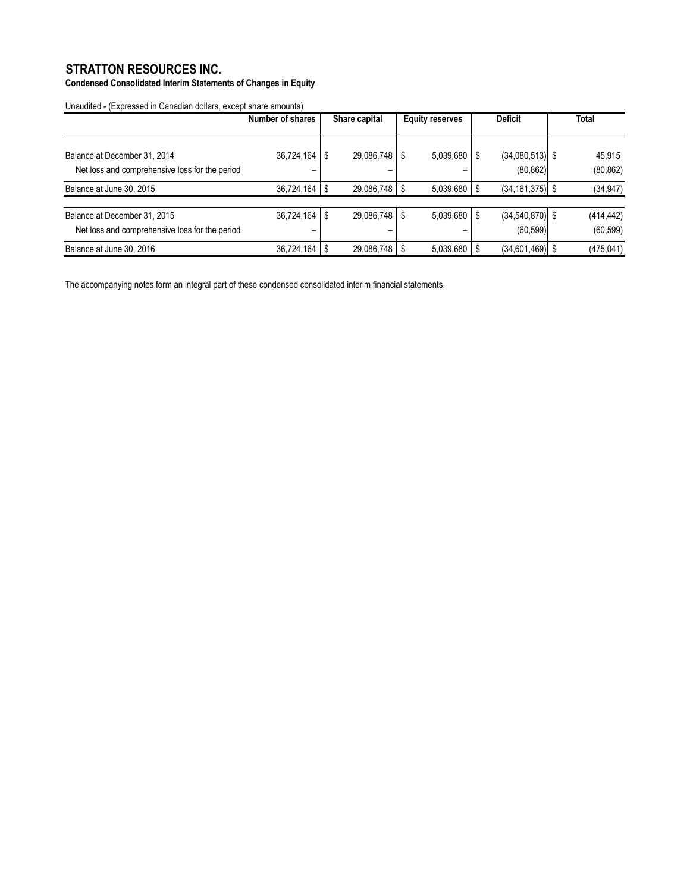# STRATTON RESOURCES INC.

**Condensed Consolidated Interim Statements of Changes in Equity**

Unaudited - (Expressed in Canadian dollars, except share amounts)

| | Number of shares | Share capital | Equity reserves | Deficit | Total |
|---|---|---|---|---|---|
| Balance at December 31, 2014 | 36,724,164 | $ 29,086,748 | $ 5,039,680 | $ (34,080,513) | $ 45,915 |
| Net loss and comprehensive loss for the period | – | – | – | (80,862) | (80,862) |
| Balance at June 30, 2015 | 36,724,164 | $ 29,086,748 | $ 5,039,680 | $ (34,161,375) | $ (34,947) |
| Balance at December 31, 2015 | 36,724,164 | $ 29,086,748 | $ 5,039,680 | $ (34,540,870) | $ (414,442) |
| Net loss and comprehensive loss for the period | – | – | – | (60,599) | (60,599) |
| Balance at June 30, 2016 | 36,724,164 | $ 29,086,748 | $ 5,039,680 | $ (34,601,469) | $ (475,041) |

The accompanying notes form an integral part of these condensed consolidated interim financial statements.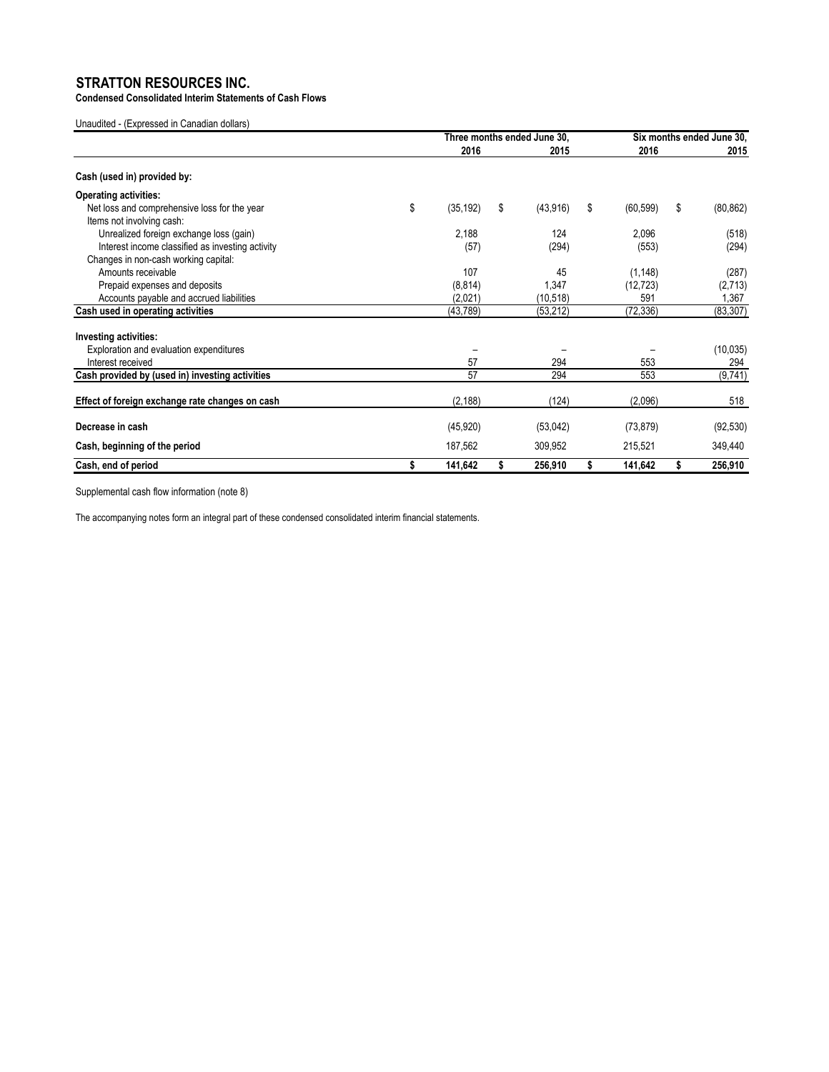# STRATTON RESOURCES INC.

**Condensed Consolidated Interim Statements of Cash Flows**

Unaudited - (Expressed in Canadian dollars)

| | Three months ended June 30, | | Six months ended June 30, | |
|---|---|---|---|---|
| | 2016 | 2015 | 2016 | 2015 |
| **Cash (used in) provided by:** | | | | |
| **Operating activities:** | | | | |
| Net loss and comprehensive loss for the year | $ (35,192) | $ (43,916) | $ (60,599) | $ (80,862) |
| Items not involving cash: | | | | |
| Unrealized foreign exchange loss (gain) | 2,188 | 124 | 2,096 | (518) |
| Interest income classified as investing activity | (57) | (294) | (553) | (294) |
| Changes in non-cash working capital: | | | | |
| Amounts receivable | 107 | 45 | (1,148) | (287) |
| Prepaid expenses and deposits | (8,814) | 1,347 | (12,723) | (2,713) |
| Accounts payable and accrued liabilities | (2,021) | (10,518) | 591 | 1,367 |
| **Cash used in operating activities** | (43,789) | (53,212) | (72,336) | (83,307) |
| **Investing activities:** | | | | |
| Exploration and evaluation expenditures | – | – | – | (10,035) |
| Interest received | 57 | 294 | 553 | 294 |
| **Cash provided by (used in) investing activities** | 57 | 294 | 553 | (9,741) |
| **Effect of foreign exchange rate changes on cash** | (2,188) | (124) | (2,096) | 518 |
| **Decrease in cash** | (45,920) | (53,042) | (73,879) | (92,530) |
| **Cash, beginning of the period** | 187,562 | 309,952 | 215,521 | 349,440 |
| **Cash, end of period** | **$ 141,642** | **$ 256,910** | **$ 141,642** | **$ 256,910** |

Supplemental cash flow information (note 8)

The accompanying notes form an integral part of these condensed consolidated interim financial statements.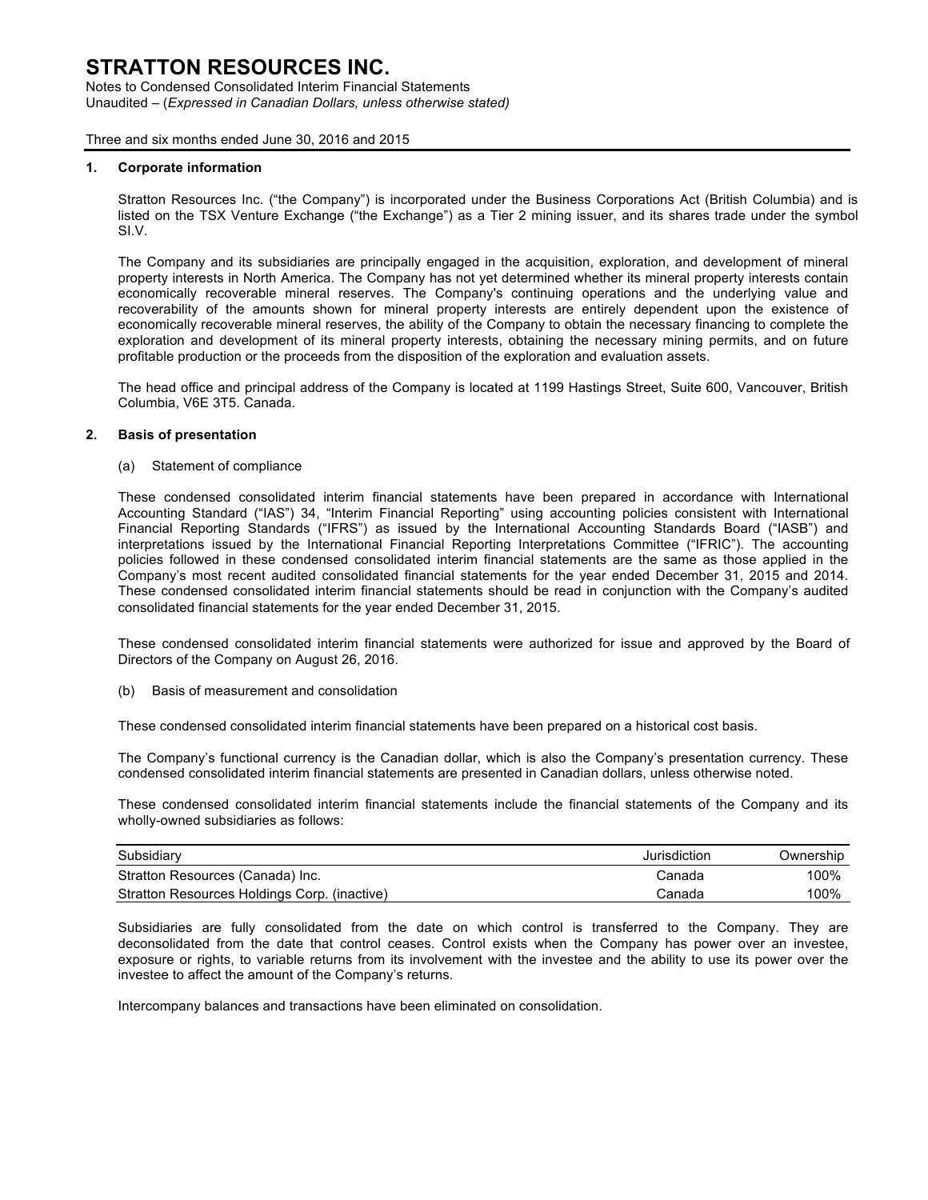# STRATTON RESOURCES INC.

Notes to Condensed Consolidated Interim Financial Statements
Unaudited – (*Expressed in Canadian Dollars, unless otherwise stated)*

Three and six months ended June 30, 2016 and 2015

## 1. Corporate information

Stratton Resources Inc. ("the Company") is incorporated under the Business Corporations Act (British Columbia) and is listed on the TSX Venture Exchange ("the Exchange") as a Tier 2 mining issuer, and its shares trade under the symbol SI.V.

The Company and its subsidiaries are principally engaged in the acquisition, exploration, and development of mineral property interests in North America. The Company has not yet determined whether its mineral property interests contain economically recoverable mineral reserves. The Company's continuing operations and the underlying value and recoverability of the amounts shown for mineral property interests are entirely dependent upon the existence of economically recoverable mineral reserves, the ability of the Company to obtain the necessary financing to complete the exploration and development of its mineral property interests, obtaining the necessary mining permits, and on future profitable production or the proceeds from the disposition of the exploration and evaluation assets.

The head office and principal address of the Company is located at 1199 Hastings Street, Suite 600, Vancouver, British Columbia, V6E 3T5. Canada.

## 2. Basis of presentation

(a) Statement of compliance

These condensed consolidated interim financial statements have been prepared in accordance with International Accounting Standard ("IAS") 34, "Interim Financial Reporting" using accounting policies consistent with International Financial Reporting Standards ("IFRS") as issued by the International Accounting Standards Board ("IASB") and interpretations issued by the International Financial Reporting Interpretations Committee ("IFRIC"). The accounting policies followed in these condensed consolidated interim financial statements are the same as those applied in the Company's most recent audited consolidated financial statements for the year ended December 31, 2015 and 2014. These condensed consolidated interim financial statements should be read in conjunction with the Company's audited consolidated financial statements for the year ended December 31, 2015.

These condensed consolidated interim financial statements were authorized for issue and approved by the Board of Directors of the Company on August 26, 2016.

(b) Basis of measurement and consolidation

These condensed consolidated interim financial statements have been prepared on a historical cost basis.

The Company's functional currency is the Canadian dollar, which is also the Company's presentation currency. These condensed consolidated interim financial statements are presented in Canadian dollars, unless otherwise noted.

These condensed consolidated interim financial statements include the financial statements of the Company and its wholly-owned subsidiaries as follows:

| Subsidiary | Jurisdiction | Ownership |
|---|---|---|
| Stratton Resources (Canada) Inc. | Canada | 100% |
| Stratton Resources Holdings Corp. (inactive) | Canada | 100% |

Subsidiaries are fully consolidated from the date on which control is transferred to the Company. They are deconsolidated from the date that control ceases. Control exists when the Company has power over an investee, exposure or rights, to variable returns from its involvement with the investee and the ability to use its power over the investee to affect the amount of the Company's returns.

Intercompany balances and transactions have been eliminated on consolidation.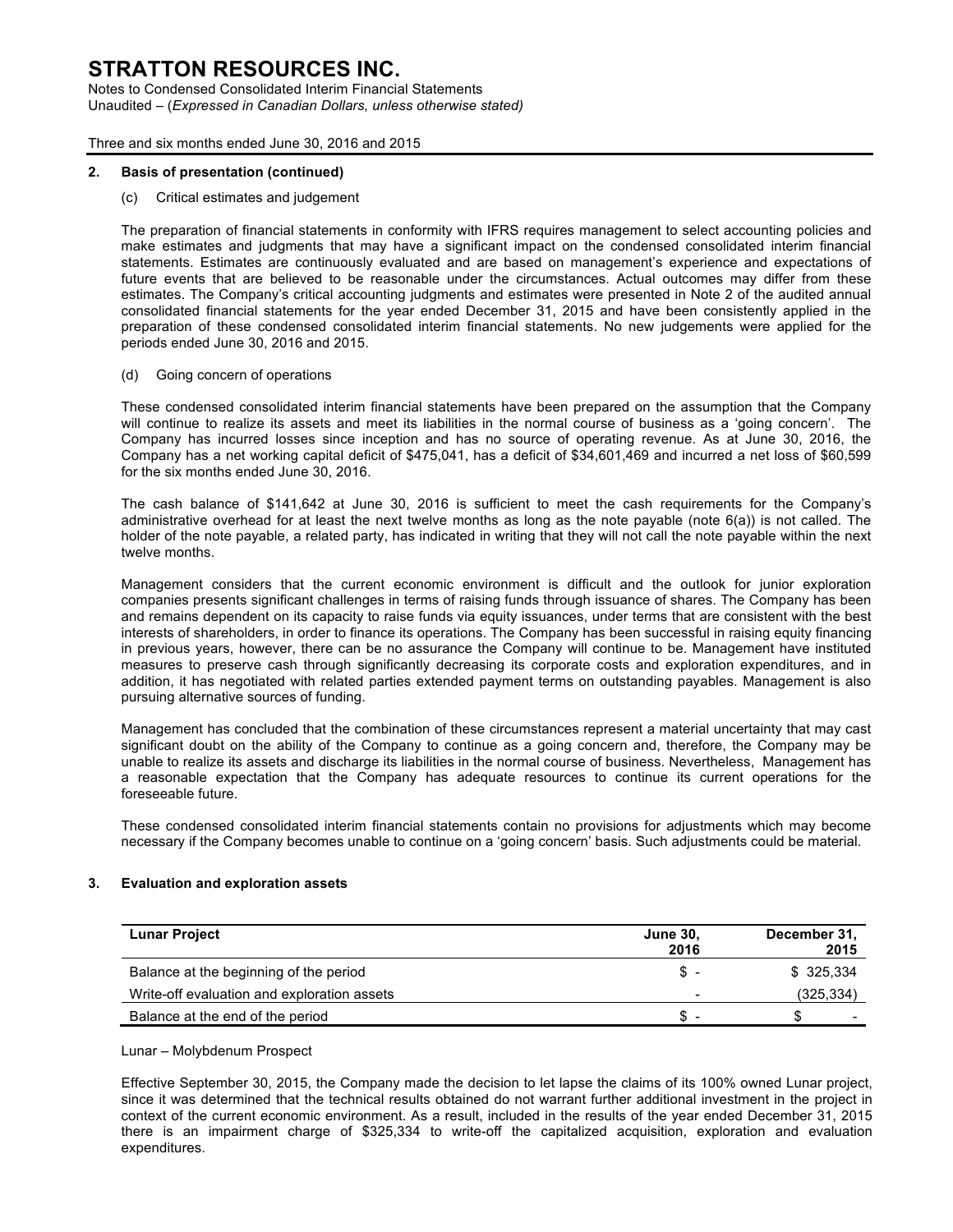## 2. Basis of presentation (continued)

(c) Critical estimates and judgement

The preparation of financial statements in conformity with IFRS requires management to select accounting policies and make estimates and judgments that may have a significant impact on the condensed consolidated interim financial statements. Estimates are continuously evaluated and are based on management's experience and expectations of future events that are believed to be reasonable under the circumstances. Actual outcomes may differ from these estimates. The Company's critical accounting judgments and estimates were presented in Note 2 of the audited annual consolidated financial statements for the year ended December 31, 2015 and have been consistently applied in the preparation of these condensed consolidated interim financial statements. No new judgements were applied for the periods ended June 30, 2016 and 2015.

(d) Going concern of operations

These condensed consolidated interim financial statements have been prepared on the assumption that the Company will continue to realize its assets and meet its liabilities in the normal course of business as a 'going concern'. The Company has incurred losses since inception and has no source of operating revenue. As at June 30, 2016, the Company has a net working capital deficit of $475,041, has a deficit of $34,601,469 and incurred a net loss of $60,599 for the six months ended June 30, 2016.

The cash balance of $141,642 at June 30, 2016 is sufficient to meet the cash requirements for the Company's administrative overhead for at least the next twelve months as long as the note payable (note 6(a)) is not called. The holder of the note payable, a related party, has indicated in writing that they will not call the note payable within the next twelve months.

Management considers that the current economic environment is difficult and the outlook for junior exploration companies presents significant challenges in terms of raising funds through issuance of shares. The Company has been and remains dependent on its capacity to raise funds via equity issuances, under terms that are consistent with the best interests of shareholders, in order to finance its operations. The Company has been successful in raising equity financing in previous years, however, there can be no assurance the Company will continue to be. Management have instituted measures to preserve cash through significantly decreasing its corporate costs and exploration expenditures, and in addition, it has negotiated with related parties extended payment terms on outstanding payables. Management is also pursuing alternative sources of funding.

Management has concluded that the combination of these circumstances represent a material uncertainty that may cast significant doubt on the ability of the Company to continue as a going concern and, therefore, the Company may be unable to realize its assets and discharge its liabilities in the normal course of business. Nevertheless, Management has a reasonable expectation that the Company has adequate resources to continue its current operations for the foreseeable future.

These condensed consolidated interim financial statements contain no provisions for adjustments which may become necessary if the Company becomes unable to continue on a 'going concern' basis. Such adjustments could be material.

## 3. Evaluation and exploration assets

| **Lunar Project** | **June 30, 2016** | **December 31, 2015** |
|---|---|---|
| Balance at the beginning of the period | $ - | $ 325,334 |
| Write-off evaluation and exploration assets | - | (325,334) |
| Balance at the end of the period | $ - | $ - |

Lunar – Molybdenum Prospect

Effective September 30, 2015, the Company made the decision to let lapse the claims of its 100% owned Lunar project, since it was determined that the technical results obtained do not warrant further additional investment in the project in context of the current economic environment. As a result, included in the results of the year ended December 31, 2015 there is an impairment charge of $325,334 to write-off the capitalized acquisition, exploration and evaluation expenditures.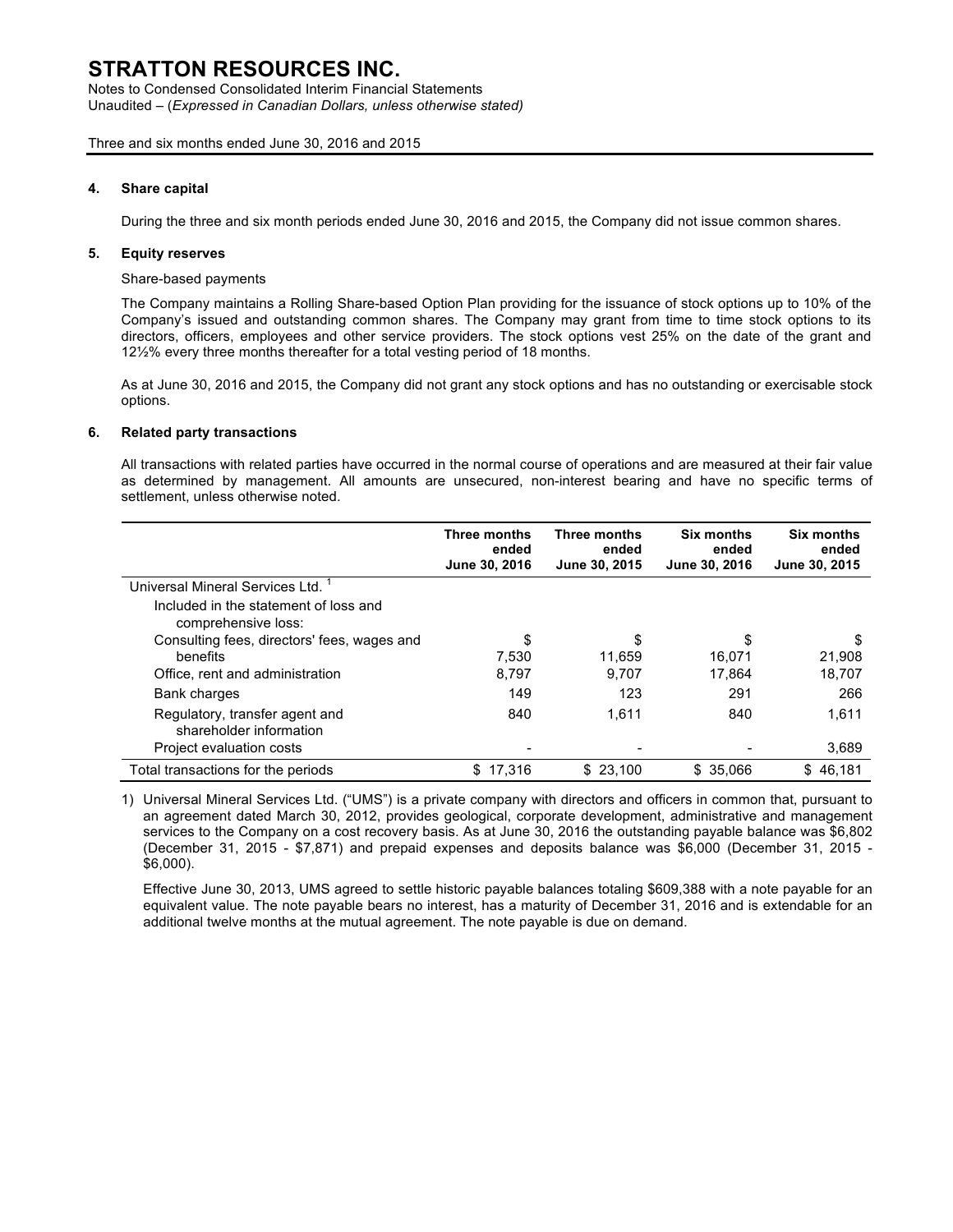# STRATTON RESOURCES INC.

Notes to Condensed Consolidated Interim Financial Statements
Unaudited – (*Expressed in Canadian Dollars, unless otherwise stated)*

Three and six months ended June 30, 2016 and 2015

## 4. Share capital

During the three and six month periods ended June 30, 2016 and 2015, the Company did not issue common shares.

## 5. Equity reserves

Share-based payments

The Company maintains a Rolling Share-based Option Plan providing for the issuance of stock options up to 10% of the Company's issued and outstanding common shares. The Company may grant from time to time stock options to its directors, officers, employees and other service providers. The stock options vest 25% on the date of the grant and 12½% every three months thereafter for a total vesting period of 18 months.

As at June 30, 2016 and 2015, the Company did not grant any stock options and has no outstanding or exercisable stock options.

## 6. Related party transactions

All transactions with related parties have occurred in the normal course of operations and are measured at their fair value as determined by management. All amounts are unsecured, non-interest bearing and have no specific terms of settlement, unless otherwise noted.

| | Three months ended June 30, 2016 | Three months ended June 30, 2015 | Six months ended June 30, 2016 | Six months ended June 30, 2015 |
|---|---|---|---|---|
| Universal Mineral Services Ltd. [1] | | | | |
| Included in the statement of loss and comprehensive loss: | | | | |
| Consulting fees, directors' fees, wages and benefits | $ 7,530 | $ 11,659 | $ 16,071 | $ 21,908 |
| Office, rent and administration | 8,797 | 9,707 | 17,864 | 18,707 |
| Bank charges | 149 | 123 | 291 | 266 |
| Regulatory, transfer agent and shareholder information | 840 | 1,611 | 840 | 1,611 |
| Project evaluation costs | - | - | - | 3,689 |
| Total transactions for the periods | $ 17,316 | $ 23,100 | $ 35,066 | $ 46,181 |

1) Universal Mineral Services Ltd. ("UMS") is a private company with directors and officers in common that, pursuant to an agreement dated March 30, 2012, provides geological, corporate development, administrative and management services to the Company on a cost recovery basis. As at June 30, 2016 the outstanding payable balance was $6,802 (December 31, 2015 - $7,871) and prepaid expenses and deposits balance was $6,000 (December 31, 2015 - $6,000).

Effective June 30, 2013, UMS agreed to settle historic payable balances totaling $609,388 with a note payable for an equivalent value. The note payable bears no interest, has a maturity of December 31, 2016 and is extendable for an additional twelve months at the mutual agreement. The note payable is due on demand.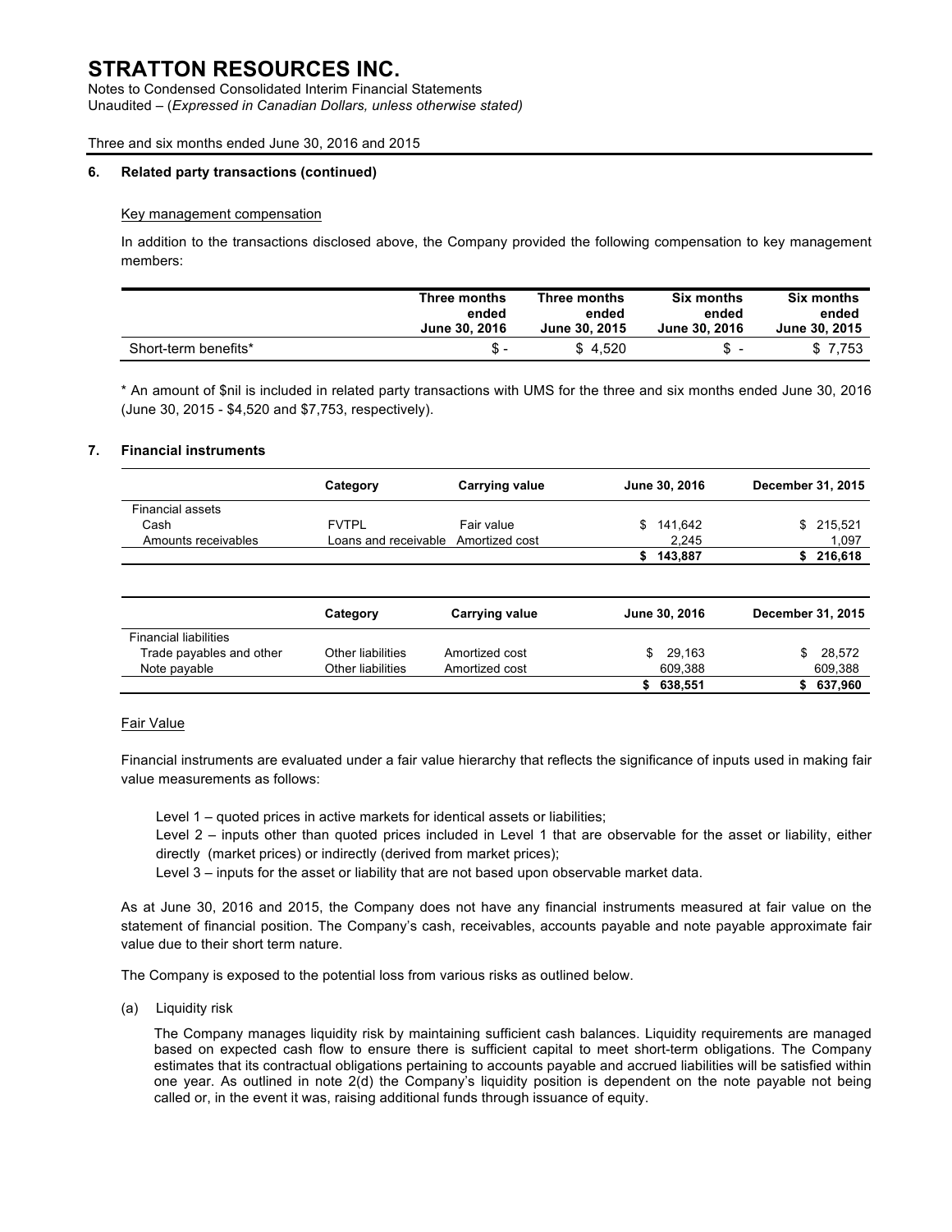# STRATTON RESOURCES INC.

Notes to Condensed Consolidated Interim Financial Statements
Unaudited – (*Expressed in Canadian Dollars, unless otherwise stated)*

Three and six months ended June 30, 2016 and 2015

## 6. Related party transactions (continued)

Key management compensation

In addition to the transactions disclosed above, the Company provided the following compensation to key management members:

| | Three months ended June 30, 2016 | Three months ended June 30, 2015 | Six months ended June 30, 2016 | Six months ended June 30, 2015 |
|---|---|---|---|---|
| Short-term benefits* | $ - | $ 4,520 | $ - | $ 7,753 |

* An amount of $nil is included in related party transactions with UMS for the three and six months ended June 30, 2016 (June 30, 2015 - $4,520 and $7,753, respectively).

## 7. Financial instruments

| | Category | Carrying value | June 30, 2016 | December 31, 2015 |
|---|---|---|---|---|
| Financial assets | | | | |
| Cash | FVTPL | Fair value | $ 141,642 | $ 215,521 |
| Amounts receivables | Loans and receivable | Amortized cost | 2,245 | 1,097 |
| | | | **$ 143,887** | **$ 216,618** |

| | Category | Carrying value | June 30, 2016 | December 31, 2015 |
|---|---|---|---|---|
| Financial liabilities | | | | |
| Trade payables and other | Other liabilities | Amortized cost | $ 29,163 | $ 28,572 |
| Note payable | Other liabilities | Amortized cost | 609,388 | 609,388 |
| | | | **$ 638,551** | **$ 637,960** |

Fair Value

Financial instruments are evaluated under a fair value hierarchy that reflects the significance of inputs used in making fair value measurements as follows:

Level 1 – quoted prices in active markets for identical assets or liabilities;
Level 2 – inputs other than quoted prices included in Level 1 that are observable for the asset or liability, either directly (market prices) or indirectly (derived from market prices);
Level 3 – inputs for the asset or liability that are not based upon observable market data.

As at June 30, 2016 and 2015, the Company does not have any financial instruments measured at fair value on the statement of financial position. The Company's cash, receivables, accounts payable and note payable approximate fair value due to their short term nature.

The Company is exposed to the potential loss from various risks as outlined below.

(a) Liquidity risk

The Company manages liquidity risk by maintaining sufficient cash balances. Liquidity requirements are managed based on expected cash flow to ensure there is sufficient capital to meet short-term obligations. The Company estimates that its contractual obligations pertaining to accounts payable and accrued liabilities will be satisfied within one year. As outlined in note 2(d) the Company's liquidity position is dependent on the note payable not being called or, in the event it was, raising additional funds through issuance of equity.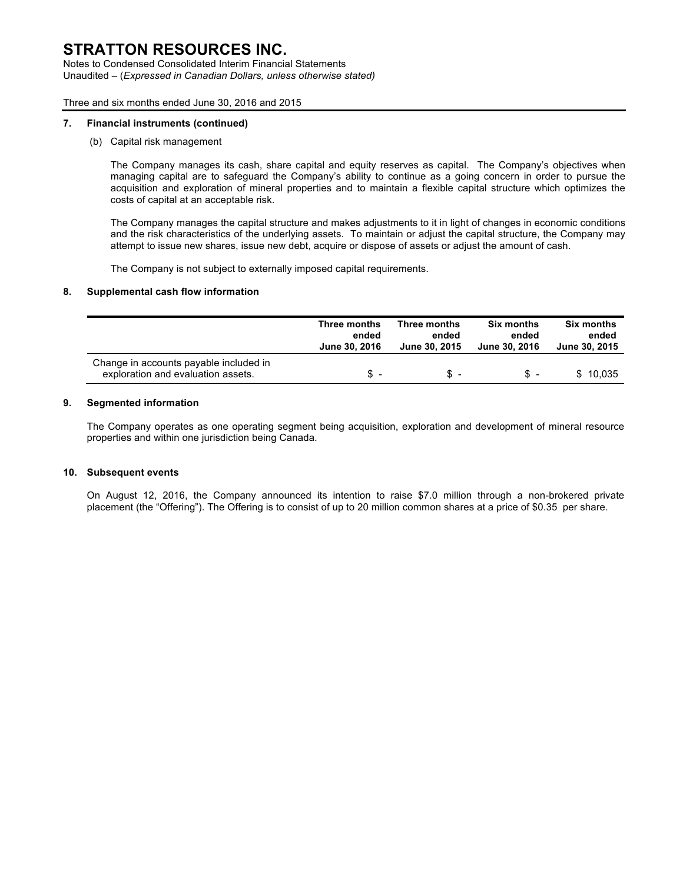# STRATTON RESOURCES INC.

Notes to Condensed Consolidated Interim Financial Statements
Unaudited – (*Expressed in Canadian Dollars, unless otherwise stated)*

Three and six months ended June 30, 2016 and 2015

## 7. Financial instruments (continued)

(b) Capital risk management

The Company manages its cash, share capital and equity reserves as capital. The Company's objectives when managing capital are to safeguard the Company's ability to continue as a going concern in order to pursue the acquisition and exploration of mineral properties and to maintain a flexible capital structure which optimizes the costs of capital at an acceptable risk.

The Company manages the capital structure and makes adjustments to it in light of changes in economic conditions and the risk characteristics of the underlying assets. To maintain or adjust the capital structure, the Company may attempt to issue new shares, issue new debt, acquire or dispose of assets or adjust the amount of cash.

The Company is not subject to externally imposed capital requirements.

## 8. Supplemental cash flow information

| | Three months ended June 30, 2016 | Three months ended June 30, 2015 | Six months ended June 30, 2016 | Six months ended June 30, 2015 |
|---|---|---|---|---|
| Change in accounts payable included in exploration and evaluation assets. | $ - | $ - | $ - | $ 10,035 |

## 9. Segmented information

The Company operates as one operating segment being acquisition, exploration and development of mineral resource properties and within one jurisdiction being Canada.

## 10. Subsequent events

On August 12, 2016, the Company announced its intention to raise $7.0 million through a non-brokered private placement (the "Offering"). The Offering is to consist of up to 20 million common shares at a price of $0.35 per share.